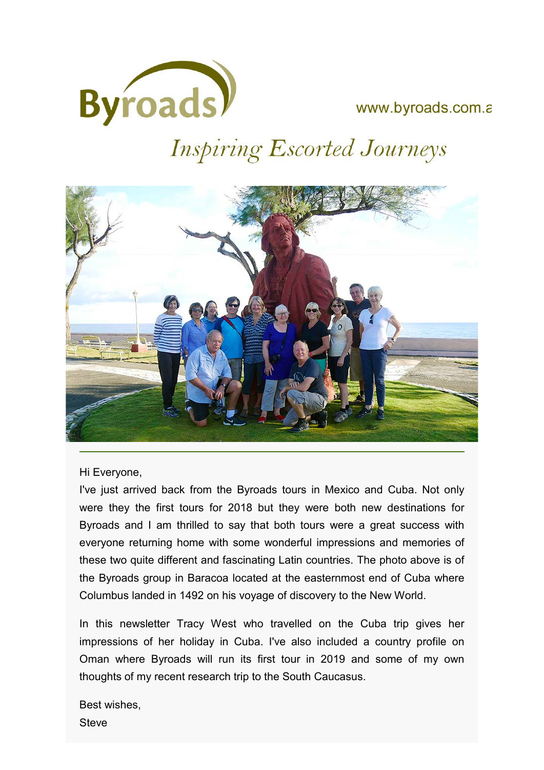Byroads

www.byroads.com.a

*Inspiring Escorted Journeys*

Hi Everyone,

I've just arrived back from the Byroads tours in Mexico and Cuba. Not only were they the first tours for 2018 but they were both new destinations for Byroads and I am thrilled to say that both tours were a great success with everyone returning home with some wonderful impressions and memories of these two quite different and fascinating Latin countries. The photo above is of the Byroads group in Baracoa located at the easternmost end of Cuba where Columbus landed in 1492 on his voyage of discovery to the New World.

In this newsletter Tracy West who travelled on the Cuba trip gives her impressions of her holiday in Cuba. I've also included a country profile on Oman where Byroads will run its first tour in 2019 and some of my own thoughts of my recent research trip to the South Caucasus.

Best wishes,
Steve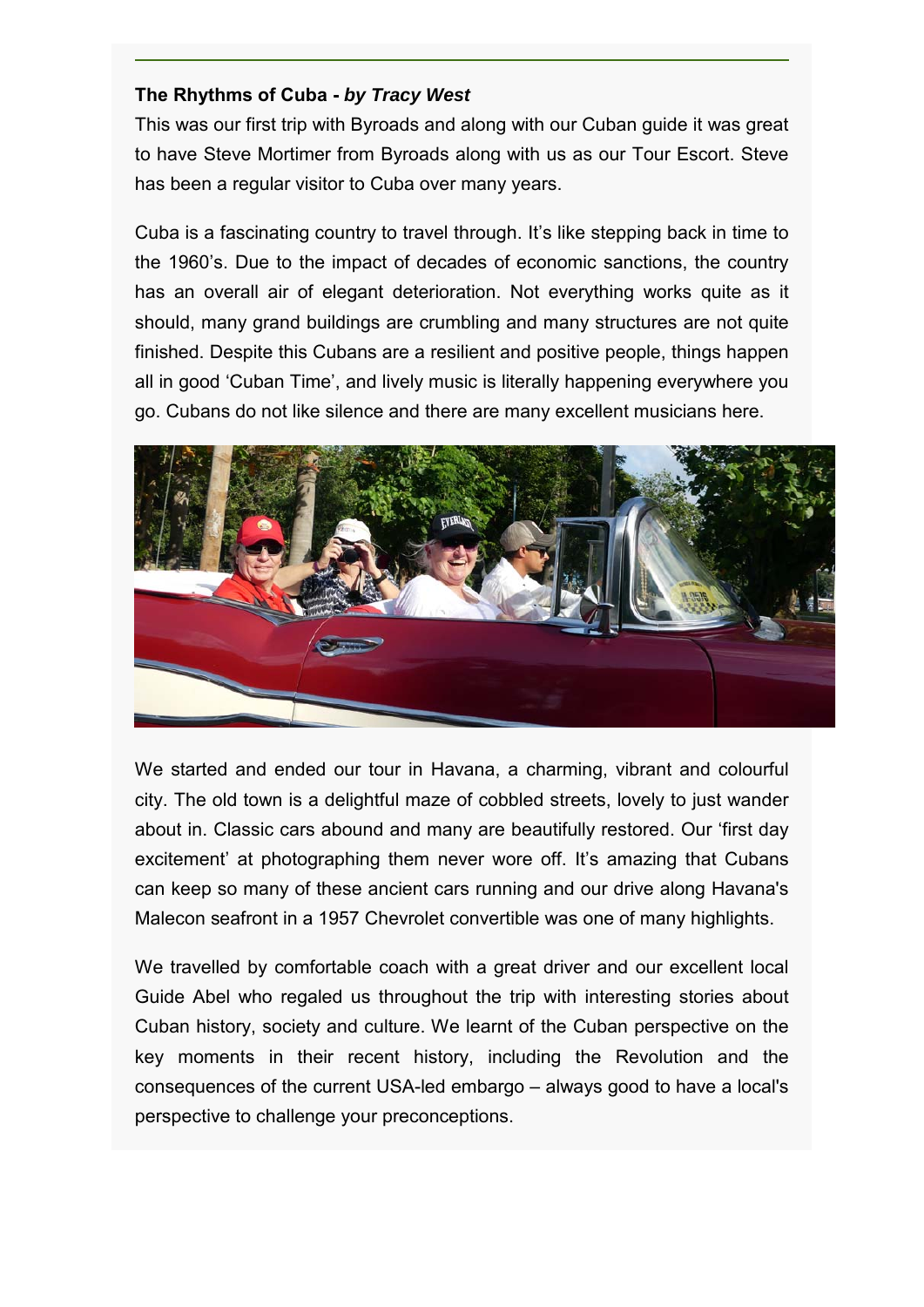**The Rhythms of Cuba -** ***by Tracy West***

This was our first trip with Byroads and along with our Cuban guide it was great to have Steve Mortimer from Byroads along with us as our Tour Escort. Steve has been a regular visitor to Cuba over many years.

Cuba is a fascinating country to travel through. It's like stepping back in time to the 1960's. Due to the impact of decades of economic sanctions, the country has an overall air of elegant deterioration. Not everything works quite as it should, many grand buildings are crumbling and many structures are not quite finished. Despite this Cubans are a resilient and positive people, things happen all in good 'Cuban Time', and lively music is literally happening everywhere you go. Cubans do not like silence and there are many excellent musicians here.

We started and ended our tour in Havana, a charming, vibrant and colourful city. The old town is a delightful maze of cobbled streets, lovely to just wander about in. Classic cars abound and many are beautifully restored. Our 'first day excitement' at photographing them never wore off. It's amazing that Cubans can keep so many of these ancient cars running and our drive along Havana's Malecon seafront in a 1957 Chevrolet convertible was one of many highlights.

We travelled by comfortable coach with a great driver and our excellent local Guide Abel who regaled us throughout the trip with interesting stories about Cuban history, society and culture. We learnt of the Cuban perspective on the key moments in their recent history, including the Revolution and the consequences of the current USA-led embargo – always good to have a local's perspective to challenge your preconceptions.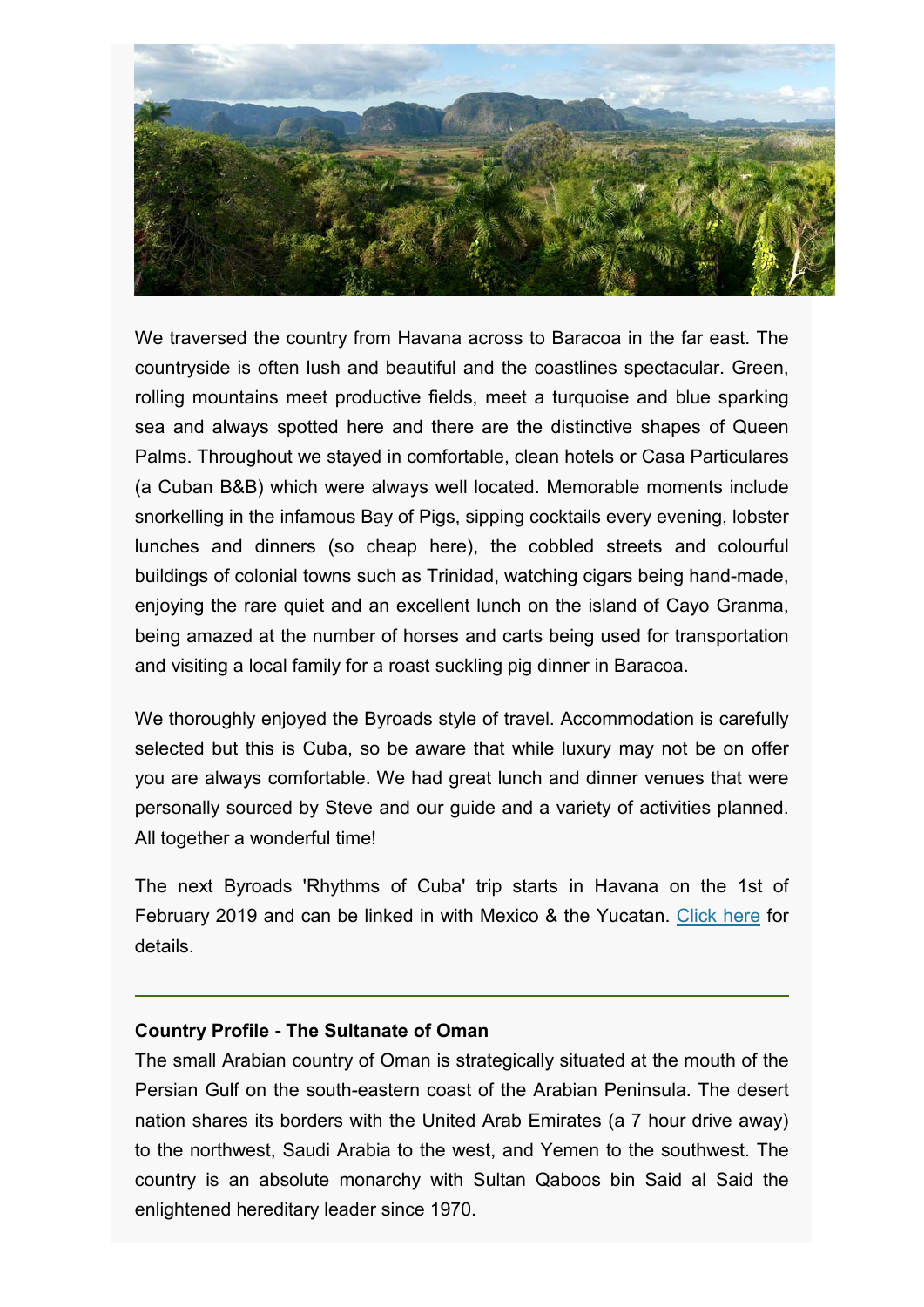We traversed the country from Havana across to Baracoa in the far east. The countryside is often lush and beautiful and the coastlines spectacular. Green, rolling mountains meet productive fields, meet a turquoise and blue sparking sea and always spotted here and there are the distinctive shapes of Queen Palms. Throughout we stayed in comfortable, clean hotels or Casa Particulares (a Cuban B&B) which were always well located. Memorable moments include snorkelling in the infamous Bay of Pigs, sipping cocktails every evening, lobster lunches and dinners (so cheap here), the cobbled streets and colourful buildings of colonial towns such as Trinidad, watching cigars being hand-made, enjoying the rare quiet and an excellent lunch on the island of Cayo Granma, being amazed at the number of horses and carts being used for transportation and visiting a local family for a roast suckling pig dinner in Baracoa.

We thoroughly enjoyed the Byroads style of travel. Accommodation is carefully selected but this is Cuba, so be aware that while luxury may not be on offer you are always comfortable. We had great lunch and dinner venues that were personally sourced by Steve and our guide and a variety of activities planned. All together a wonderful time!

The next Byroads 'Rhythms of Cuba' trip starts in Havana on the 1st of February 2019 and can be linked in with Mexico & the Yucatan. Click here for details.

---

**Country Profile - The Sultanate of Oman**

The small Arabian country of Oman is strategically situated at the mouth of the Persian Gulf on the south-eastern coast of the Arabian Peninsula. The desert nation shares its borders with the United Arab Emirates (a 7 hour drive away) to the northwest, Saudi Arabia to the west, and Yemen to the southwest. The country is an absolute monarchy with Sultan Qaboos bin Said al Said the enlightened hereditary leader since 1970.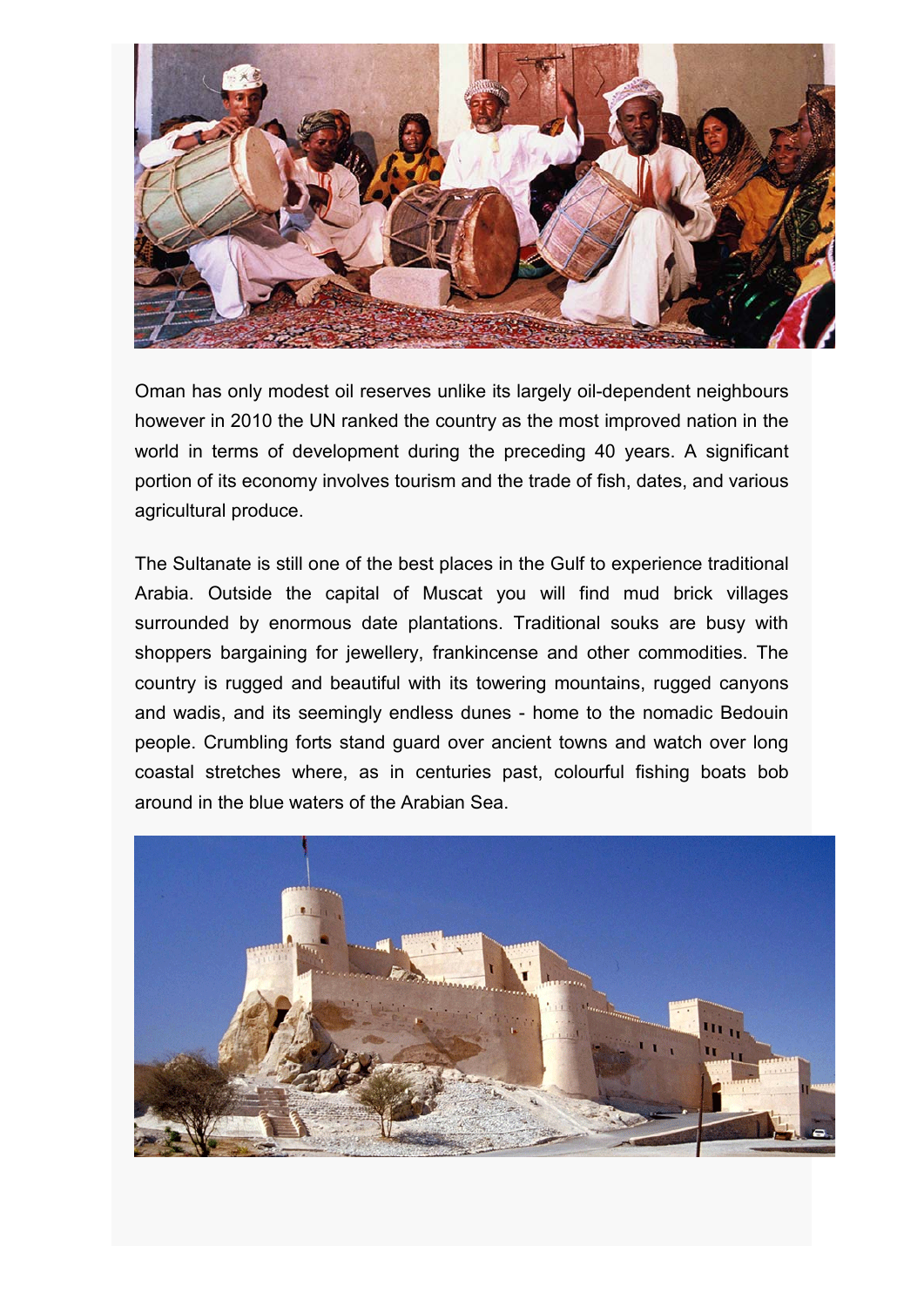Oman has only modest oil reserves unlike its largely oil-dependent neighbours however in 2010 the UN ranked the country as the most improved nation in the world in terms of development during the preceding 40 years. A significant portion of its economy involves tourism and the trade of fish, dates, and various agricultural produce.

The Sultanate is still one of the best places in the Gulf to experience traditional Arabia. Outside the capital of Muscat you will find mud brick villages surrounded by enormous date plantations. Traditional souks are busy with shoppers bargaining for jewellery, frankincense and other commodities. The country is rugged and beautiful with its towering mountains, rugged canyons and wadis, and its seemingly endless dunes - home to the nomadic Bedouin people. Crumbling forts stand guard over ancient towns and watch over long coastal stretches where, as in centuries past, colourful fishing boats bob around in the blue waters of the Arabian Sea.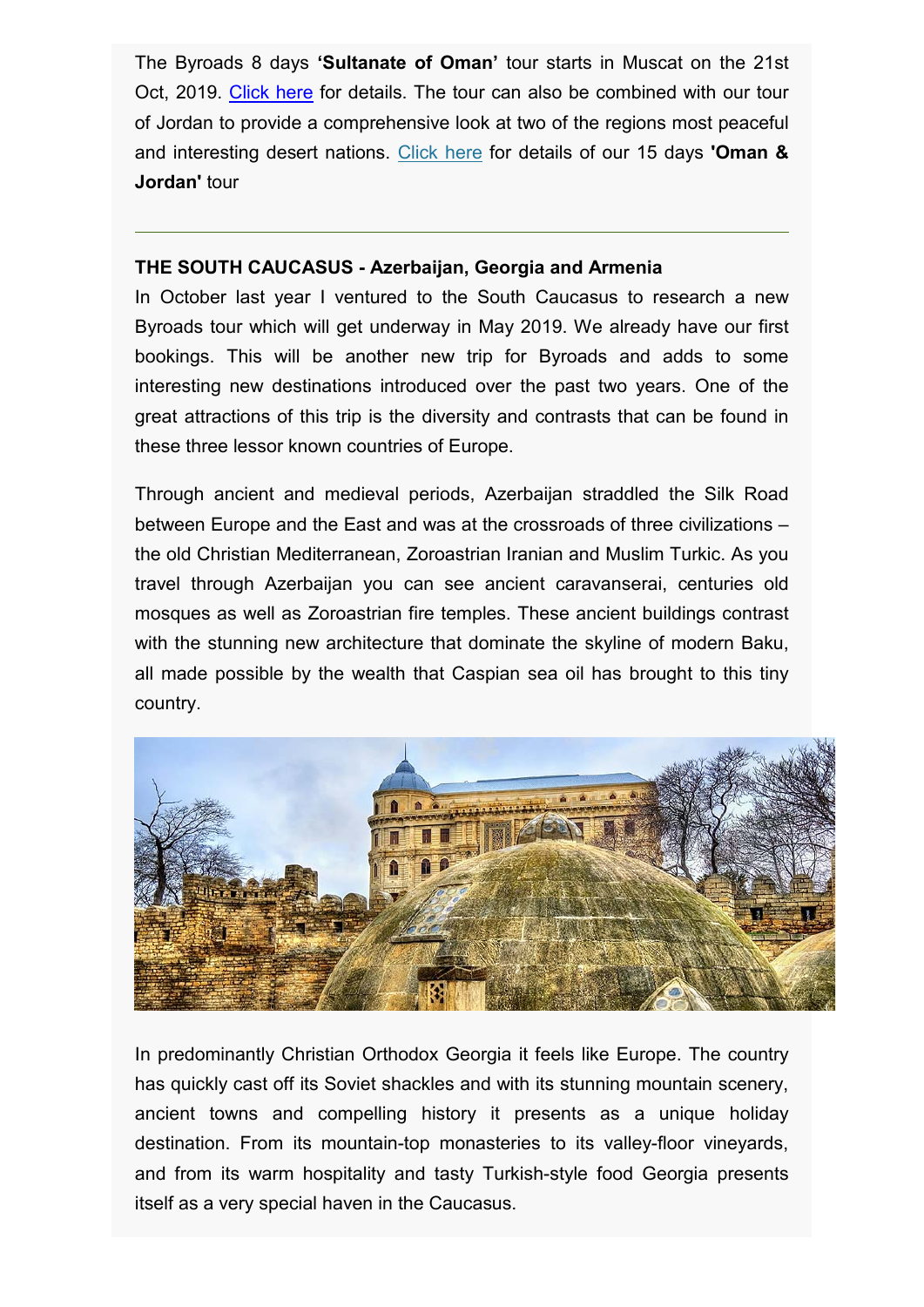The Byroads 8 days **'Sultanate of Oman'** tour starts in Muscat on the 21st Oct, 2019. Click here for details. The tour can also be combined with our tour of Jordan to provide a comprehensive look at two of the regions most peaceful and interesting desert nations. Click here for details of our 15 days **'Oman & Jordan'** tour

---

**THE SOUTH CAUCASUS - Azerbaijan, Georgia and Armenia**

In October last year I ventured to the South Caucasus to research a new Byroads tour which will get underway in May 2019. We already have our first bookings. This will be another new trip for Byroads and adds to some interesting new destinations introduced over the past two years. One of the great attractions of this trip is the diversity and contrasts that can be found in these three lessor known countries of Europe.

Through ancient and medieval periods, Azerbaijan straddled the Silk Road between Europe and the East and was at the crossroads of three civilizations – the old Christian Mediterranean, Zoroastrian Iranian and Muslim Turkic. As you travel through Azerbaijan you can see ancient caravanserai, centuries old mosques as well as Zoroastrian fire temples. These ancient buildings contrast with the stunning new architecture that dominate the skyline of modern Baku, all made possible by the wealth that Caspian sea oil has brought to this tiny country.

In predominantly Christian Orthodox Georgia it feels like Europe. The country has quickly cast off its Soviet shackles and with its stunning mountain scenery, ancient towns and compelling history it presents as a unique holiday destination. From its mountain-top monasteries to its valley-floor vineyards, and from its warm hospitality and tasty Turkish-style food Georgia presents itself as a very special haven in the Caucasus.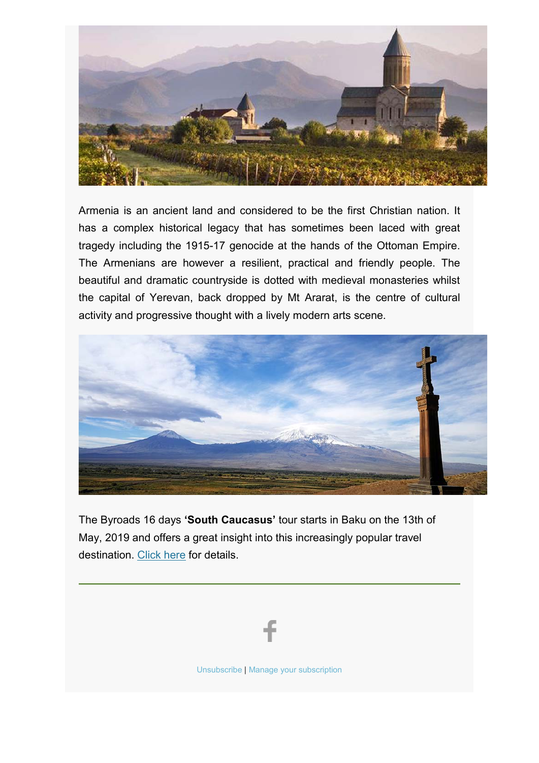Armenia is an ancient land and considered to be the first Christian nation. It has a complex historical legacy that has sometimes been laced with great tragedy including the 1915-17 genocide at the hands of the Ottoman Empire. The Armenians are however a resilient, practical and friendly people. The beautiful and dramatic countryside is dotted with medieval monasteries whilst the capital of Yerevan, back dropped by Mt Ararat, is the centre of cultural activity and progressive thought with a lively modern arts scene.

The Byroads 16 days **'South Caucasus'** tour starts in Baku on the 13th of May, 2019 and offers a great insight into this increasingly popular travel destination. Click here for details.

---

Unsubscribe | Manage your subscription